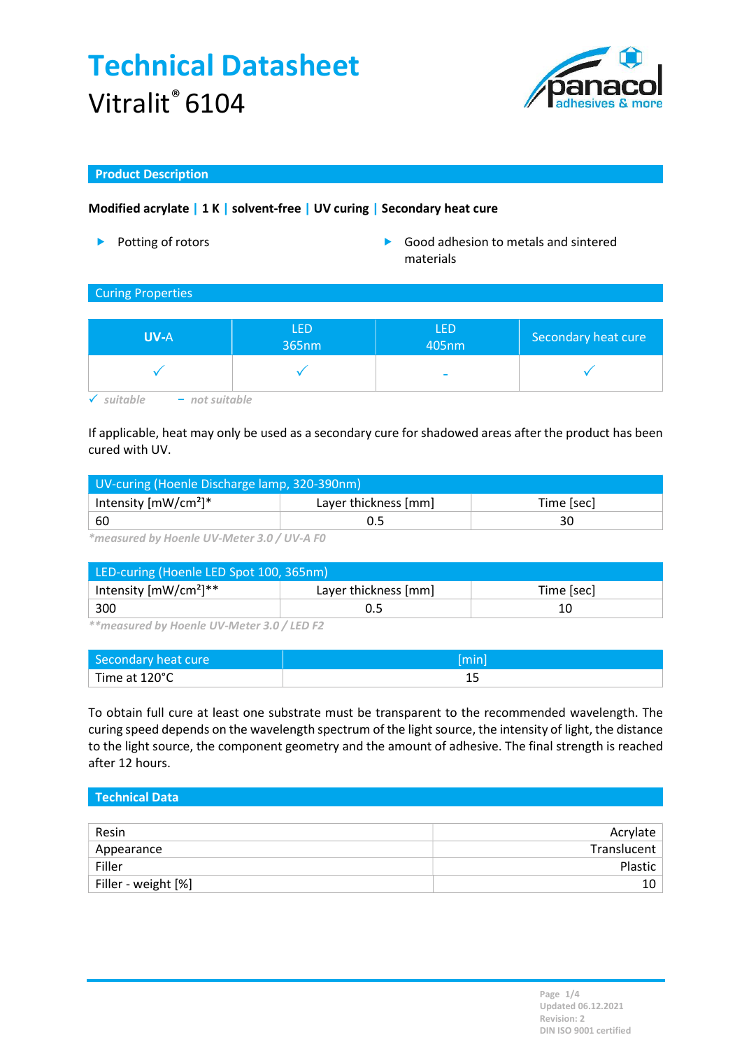# Technical Datasheet

Vitralit® 6104

## Product Description

**Modified acrylate | 1 K | solvent-free | UV curing | Secondary heat cure**

- Potting of rotors
- Good adhesion to metals and sintered materials

## Curing Properties

| UV-A | LED 365nm | LED 405nm | Secondary heat cure |
|---|---|---|---|
| ✓ | ✓ | - | ✓ |

*✓ suitable    - not suitable*

If applicable, heat may only be used as a secondary cure for shadowed areas after the product has been cured with UV.

| UV-curing (Hoenle Discharge lamp, 320-390nm) | | |
|---|---|---|
| Intensity [mW/cm²]* | Layer thickness [mm] | Time [sec] |
| 60 | 0.5 | 30 |

*\*measured by Hoenle UV-Meter 3.0 / UV-A F0*

| LED-curing (Hoenle LED Spot 100, 365nm) | | |
|---|---|---|
| Intensity [mW/cm²]** | Layer thickness [mm] | Time [sec] |
| 300 | 0.5 | 10 |

*\*\*measured by Hoenle UV-Meter 3.0 / LED F2*

| Secondary heat cure | [min] |
|---|---|
| Time at 120°C | 15 |

To obtain full cure at least one substrate must be transparent to the recommended wavelength. The curing speed depends on the wavelength spectrum of the light source, the intensity of light, the distance to the light source, the component geometry and the amount of adhesive. The final strength is reached after 12 hours.

## Technical Data

| | |
|---|---|
| Resin | Acrylate |
| Appearance | Translucent |
| Filler | Plastic |
| Filler - weight [%] | 10 |

Updated 06.12.2021
Revision: 2
DIN ISO 9001 certified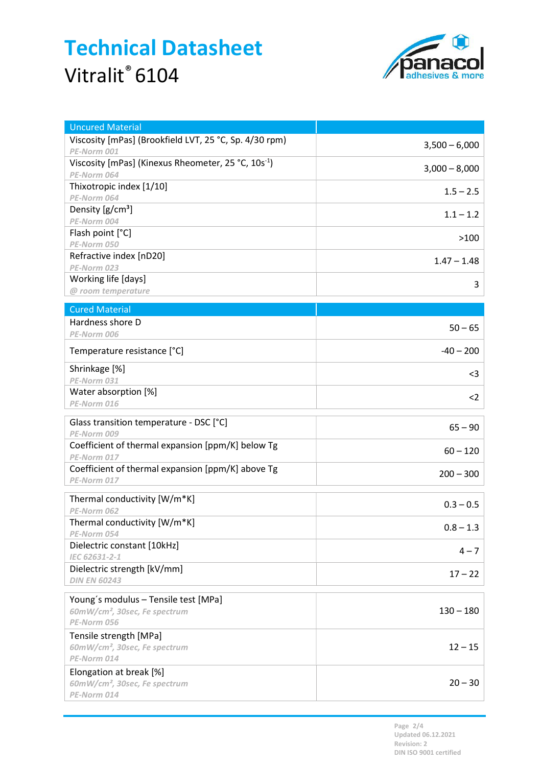# Technical Datasheet

Vitralit® 6104

| Uncured Material | |
|---|---|
| Viscosity [mPas] (Brookfield LVT, 25 °C, Sp. 4/30 rpm) *PE-Norm 001* | 3,500 – 6,000 |
| Viscosity [mPas] (Kinexus Rheometer, 25 °C, 10s$^{-1}$) *PE-Norm 064* | 3,000 – 8,000 |
| Thixotropic index [1/10] *PE-Norm 064* | 1.5 – 2.5 |
| Density [g/cm³] *PE-Norm 004* | 1.1 – 1.2 |
| Flash point [°C] *PE-Norm 050* | >100 |
| Refractive index [nD20] *PE-Norm 023* | 1.47 – 1.48 |
| Working life [days] *@ room temperature* | 3 |

| Cured Material | |
|---|---|
| Hardness shore D *PE-Norm 006* | 50 – 65 |
| Temperature resistance [°C] | -40 – 200 |
| Shrinkage [%] *PE-Norm 031* | <3 |
| Water absorption [%] *PE-Norm 016* | <2 |
| Glass transition temperature - DSC [°C] *PE-Norm 009* | 65 – 90 |
| Coefficient of thermal expansion [ppm/K] below Tg *PE-Norm 017* | 60 – 120 |
| Coefficient of thermal expansion [ppm/K] above Tg *PE-Norm 017* | 200 – 300 |
| Thermal conductivity [W/m*K] *PE-Norm 062* | 0.3 – 0.5 |
| Thermal conductivity [W/m*K] *PE-Norm 054* | 0.8 – 1.3 |
| Dielectric constant [10kHz] *IEC 62631-2-1* | 4 – 7 |
| Dielectric strength [kV/mm] *DIN EN 60243* | 17 – 22 |
| Young´s modulus – Tensile test [MPa] *60mW/cm², 30sec, Fe spectrum* *PE-Norm 056* | 130 – 180 |
| Tensile strength [MPa] *60mW/cm², 30sec, Fe spectrum* *PE-Norm 014* | 12 – 15 |
| Elongation at break [%] *60mW/cm², 30sec, Fe spectrum* *PE-Norm 014* | 20 – 30 |

Updated 06.12.2021
Revision: 2
DIN ISO 9001 certified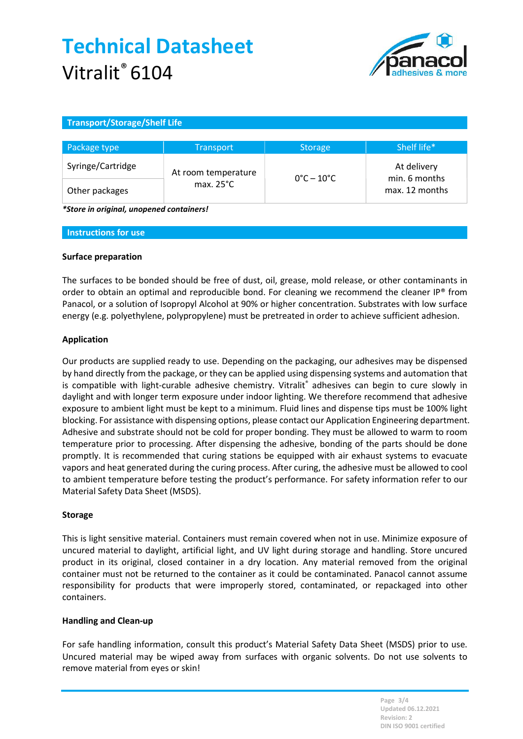# Technical Datasheet
Vitralit® 6104

## Transport/Storage/Shelf Life

| Package type | Transport | Storage | Shelf life* |
|---|---|---|---|
| Syringe/Cartridge | At room temperature max. 25°C | 0°C – 10°C | At delivery min. 6 months max. 12 months |
| Other packages | | | |

***Store in original, unopened containers!***

## Instructions for use

### Surface preparation

The surfaces to be bonded should be free of dust, oil, grease, mold release, or other contaminants in order to obtain an optimal and reproducible bond. For cleaning we recommend the cleaner IP® from Panacol, or a solution of Isopropyl Alcohol at 90% or higher concentration. Substrates with low surface energy (e.g. polyethylene, polypropylene) must be pretreated in order to achieve sufficient adhesion.

### Application

Our products are supplied ready to use. Depending on the packaging, our adhesives may be dispensed by hand directly from the package, or they can be applied using dispensing systems and automation that is compatible with light-curable adhesive chemistry. Vitralit® adhesives can begin to cure slowly in daylight and with longer term exposure under indoor lighting. We therefore recommend that adhesive exposure to ambient light must be kept to a minimum. Fluid lines and dispense tips must be 100% light blocking. For assistance with dispensing options, please contact our Application Engineering department. Adhesive and substrate should not be cold for proper bonding. They must be allowed to warm to room temperature prior to processing. After dispensing the adhesive, bonding of the parts should be done promptly. It is recommended that curing stations be equipped with air exhaust systems to evacuate vapors and heat generated during the curing process. After curing, the adhesive must be allowed to cool to ambient temperature before testing the product's performance. For safety information refer to our Material Safety Data Sheet (MSDS).

### Storage

This is light sensitive material. Containers must remain covered when not in use. Minimize exposure of uncured material to daylight, artificial light, and UV light during storage and handling. Store uncured product in its original, closed container in a dry location. Any material removed from the original container must not be returned to the container as it could be contaminated. Panacol cannot assume responsibility for products that were improperly stored, contaminated, or repackaged into other containers.

### Handling and Clean-up

For safe handling information, consult this product's Material Safety Data Sheet (MSDS) prior to use. Uncured material may be wiped away from surfaces with organic solvents. Do not use solvents to remove material from eyes or skin!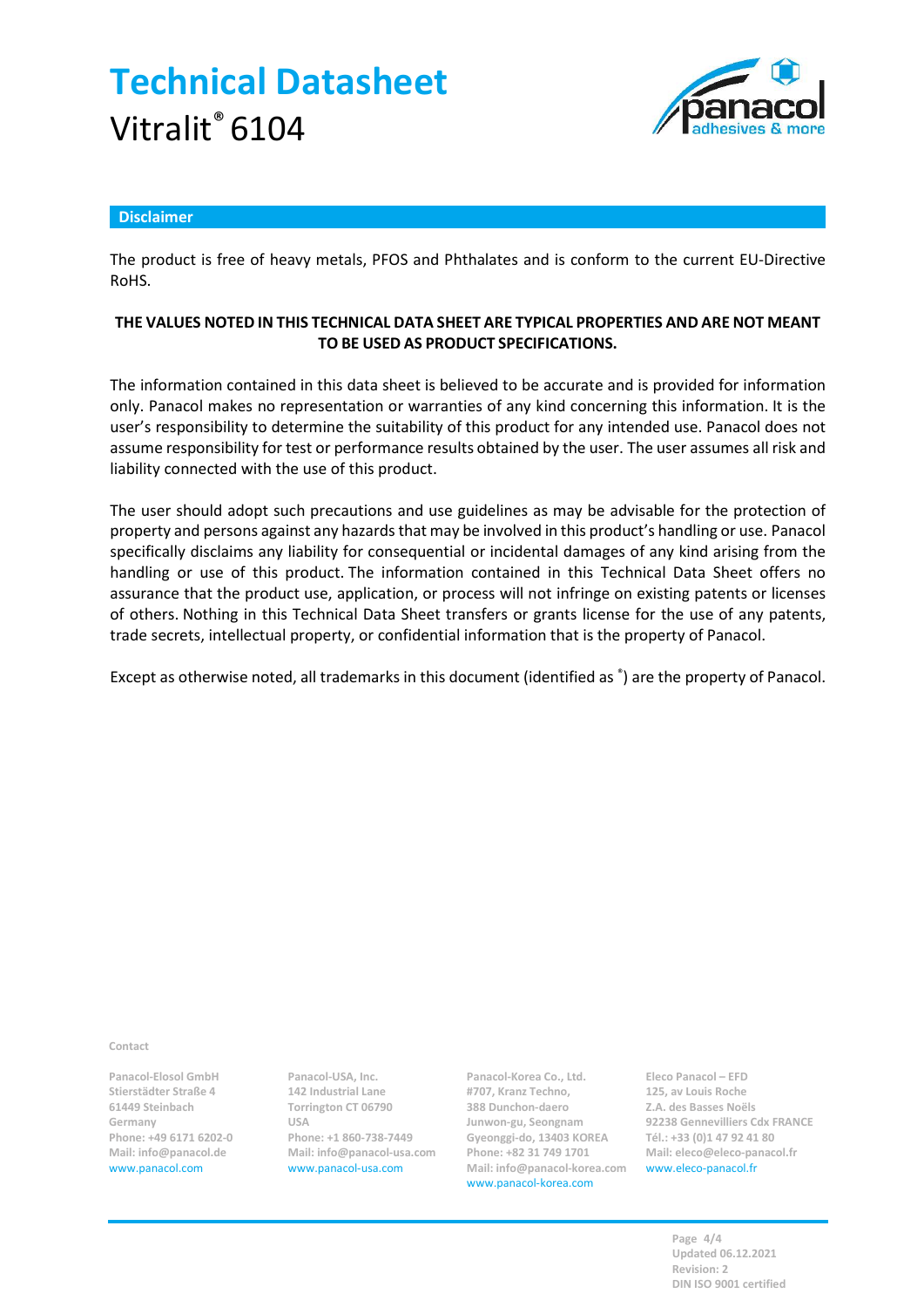# Technical Datasheet

Vitralit® 6104

## Disclaimer

The product is free of heavy metals, PFOS and Phthalates and is conform to the current EU-Directive RoHS.

**THE VALUES NOTED IN THIS TECHNICAL DATA SHEET ARE TYPICAL PROPERTIES AND ARE NOT MEANT TO BE USED AS PRODUCT SPECIFICATIONS.**

The information contained in this data sheet is believed to be accurate and is provided for information only. Panacol makes no representation or warranties of any kind concerning this information. It is the user's responsibility to determine the suitability of this product for any intended use. Panacol does not assume responsibility for test or performance results obtained by the user. The user assumes all risk and liability connected with the use of this product.

The user should adopt such precautions and use guidelines as may be advisable for the protection of property and persons against any hazards that may be involved in this product's handling or use. Panacol specifically disclaims any liability for consequential or incidental damages of any kind arising from the handling or use of this product. The information contained in this Technical Data Sheet offers no assurance that the product use, application, or process will not infringe on existing patents or licenses of others. Nothing in this Technical Data Sheet transfers or grants license for the use of any patents, trade secrets, intellectual property, or confidential information that is the property of Panacol.

Except as otherwise noted, all trademarks in this document (identified as ®) are the property of Panacol.

Contact

**Panacol-Elosol GmbH**
Stierstädter Straße 4
61449 Steinbach
Germany
Phone: +49 6171 6202-0
Mail: info@panacol.de
www.panacol.com

**Panacol-USA, Inc.**
142 Industrial Lane
Torrington CT 06790
USA
Phone: +1 860-738-7449
Mail: info@panacol-usa.com
www.panacol-usa.com

**Panacol-Korea Co., Ltd.**
#707, Kranz Techno,
388 Dunchon-daero
Junwon-gu, Seongnam
Gyeonggi-do, 13403 KOREA
Phone: +82 31 749 1701
Mail: info@panacol-korea.com
www.panacol-korea.com

**Eleco Panacol – EFD**
125, av Louis Roche
Z.A. des Basses Noëls
92238 Gennevilliers Cdx FRANCE
Tél.: +33 (0)1 47 92 41 80
Mail: eleco@eleco-panacol.fr
www.eleco-panacol.fr

Updated 06.12.2021
Revision: 2
DIN ISO 9001 certified